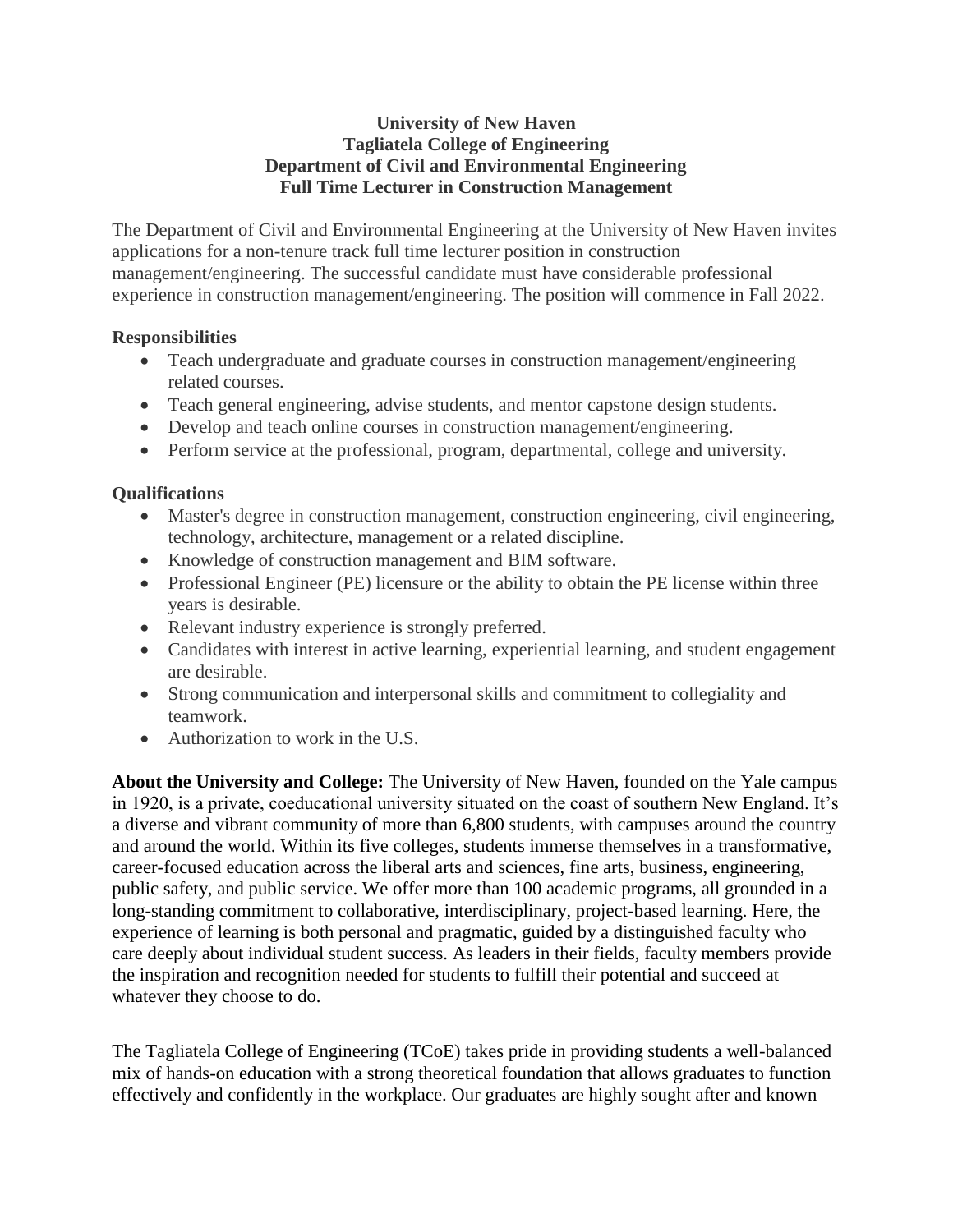**University of New Haven**
**Tagliatela College of Engineering**
**Department of Civil and Environmental Engineering**
**Full Time Lecturer in Construction Management**

The Department of Civil and Environmental Engineering at the University of New Haven invites applications for a non-tenure track full time lecturer position in construction management/engineering. The successful candidate must have considerable professional experience in construction management/engineering. The position will commence in Fall 2022.

### Responsibilities

- Teach undergraduate and graduate courses in construction management/engineering related courses.
- Teach general engineering, advise students, and mentor capstone design students.
- Develop and teach online courses in construction management/engineering.
- Perform service at the professional, program, departmental, college and university.

### Qualifications

- Master's degree in construction management, construction engineering, civil engineering, technology, architecture, management or a related discipline.
- Knowledge of construction management and BIM software.
- Professional Engineer (PE) licensure or the ability to obtain the PE license within three years is desirable.
- Relevant industry experience is strongly preferred.
- Candidates with interest in active learning, experiential learning, and student engagement are desirable.
- Strong communication and interpersonal skills and commitment to collegiality and teamwork.
- Authorization to work in the U.S.

**About the University and College:** The University of New Haven, founded on the Yale campus in 1920, is a private, coeducational university situated on the coast of southern New England. It's a diverse and vibrant community of more than 6,800 students, with campuses around the country and around the world. Within its five colleges, students immerse themselves in a transformative, career-focused education across the liberal arts and sciences, fine arts, business, engineering, public safety, and public service. We offer more than 100 academic programs, all grounded in a long-standing commitment to collaborative, interdisciplinary, project-based learning. Here, the experience of learning is both personal and pragmatic, guided by a distinguished faculty who care deeply about individual student success. As leaders in their fields, faculty members provide the inspiration and recognition needed for students to fulfill their potential and succeed at whatever they choose to do.

The Tagliatela College of Engineering (TCoE) takes pride in providing students a well-balanced mix of hands-on education with a strong theoretical foundation that allows graduates to function effectively and confidently in the workplace. Our graduates are highly sought after and known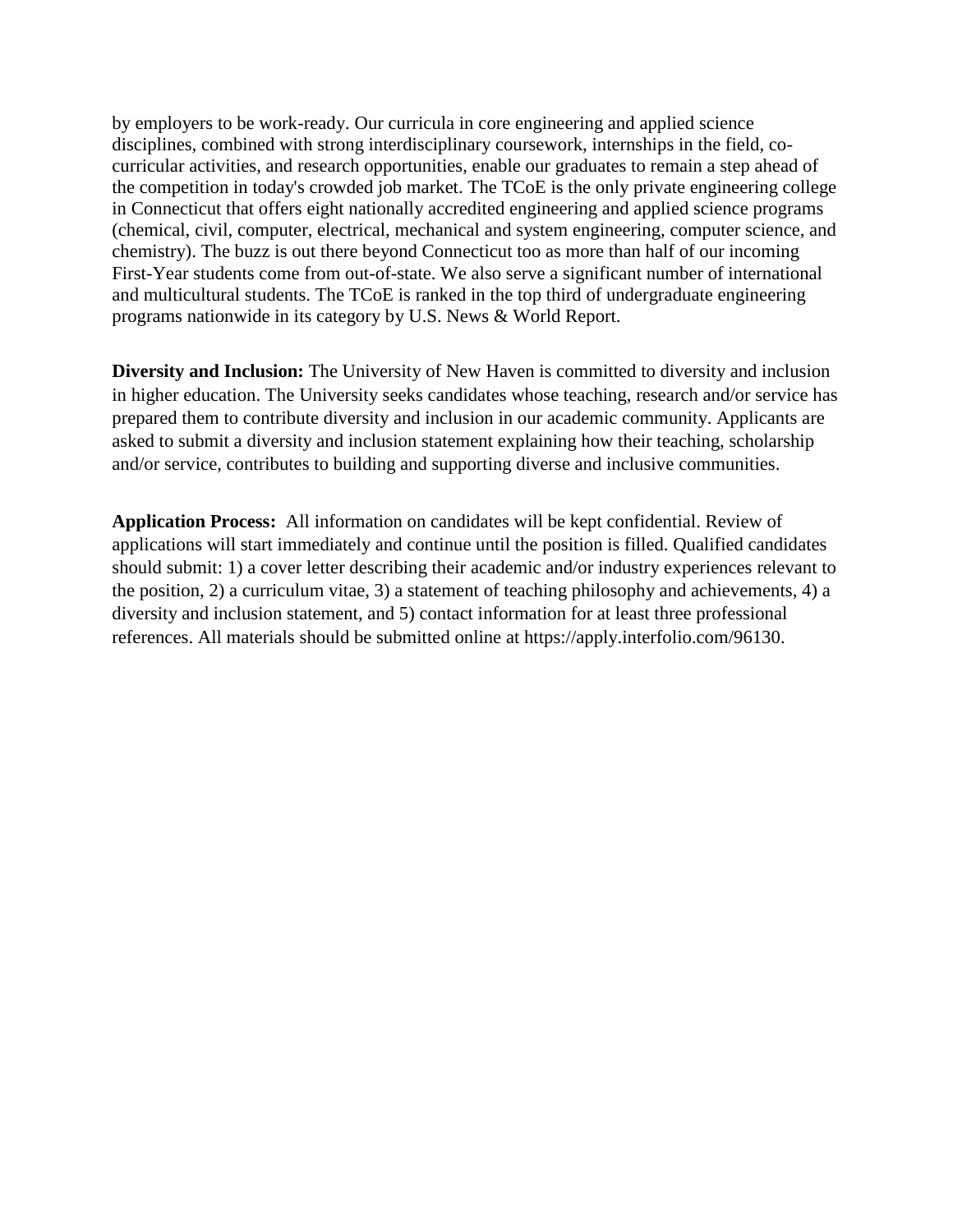by employers to be work-ready. Our curricula in core engineering and applied science disciplines, combined with strong interdisciplinary coursework, internships in the field, co-curricular activities, and research opportunities, enable our graduates to remain a step ahead of the competition in today's crowded job market. The TCoE is the only private engineering college in Connecticut that offers eight nationally accredited engineering and applied science programs (chemical, civil, computer, electrical, mechanical and system engineering, computer science, and chemistry). The buzz is out there beyond Connecticut too as more than half of our incoming First-Year students come from out-of-state. We also serve a significant number of international and multicultural students. The TCoE is ranked in the top third of undergraduate engineering programs nationwide in its category by U.S. News & World Report.

**Diversity and Inclusion:** The University of New Haven is committed to diversity and inclusion in higher education. The University seeks candidates whose teaching, research and/or service has prepared them to contribute diversity and inclusion in our academic community. Applicants are asked to submit a diversity and inclusion statement explaining how their teaching, scholarship and/or service, contributes to building and supporting diverse and inclusive communities.

**Application Process:** All information on candidates will be kept confidential. Review of applications will start immediately and continue until the position is filled. Qualified candidates should submit: 1) a cover letter describing their academic and/or industry experiences relevant to the position, 2) a curriculum vitae, 3) a statement of teaching philosophy and achievements, 4) a diversity and inclusion statement, and 5) contact information for at least three professional references. All materials should be submitted online at https://apply.interfolio.com/96130.